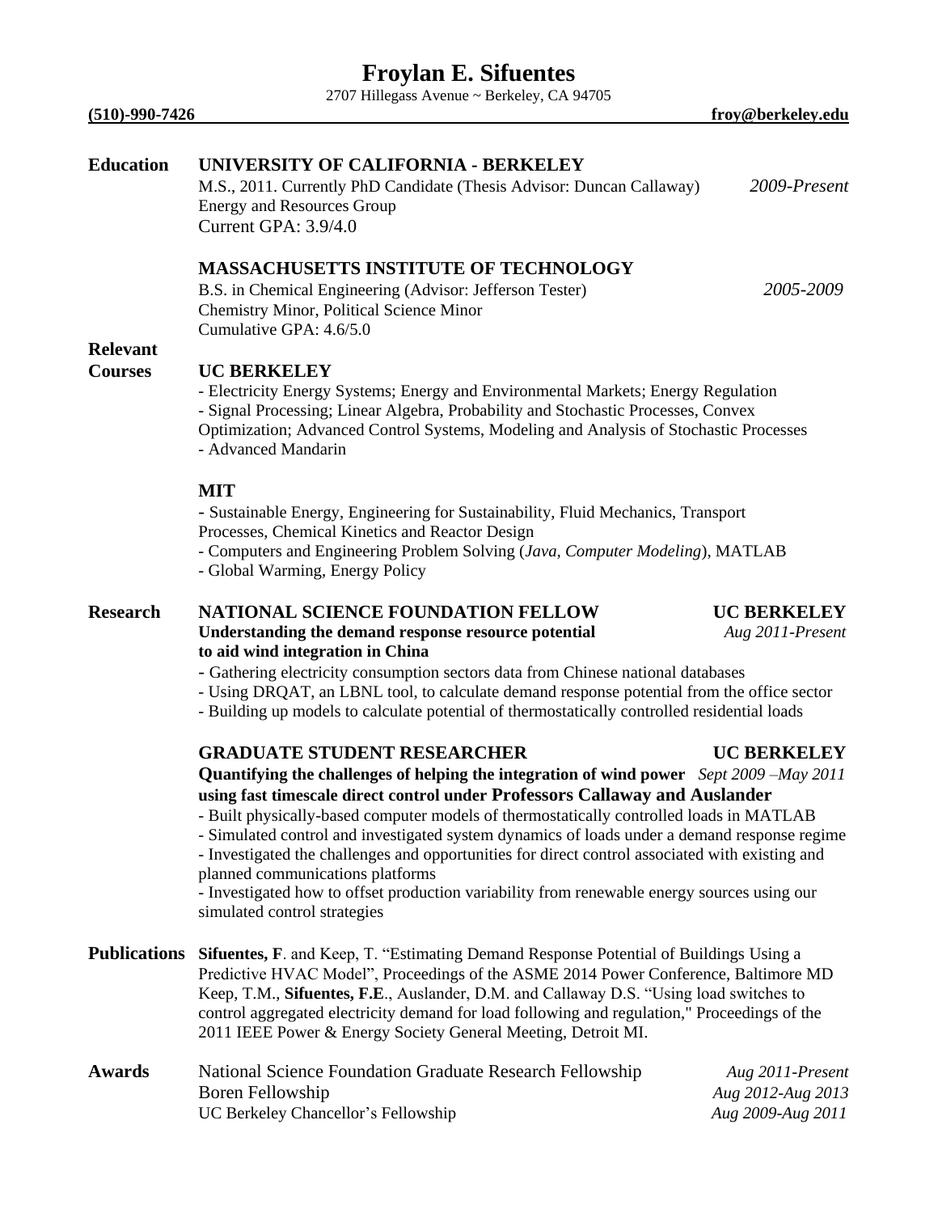# Froylan E. Sifuentes

2707 Hillegass Avenue ~ Berkeley, CA 94705

**(510)-990-7426** **froy@berkeley.edu**

## Education

**UNIVERSITY OF CALIFORNIA - BERKELEY**
M.S., 2011. Currently PhD Candidate (Thesis Advisor: Duncan Callaway) *2009-Present*
Energy and Resources Group
Current GPA: 3.9/4.0

**MASSACHUSETTS INSTITUTE OF TECHNOLOGY**
B.S. in Chemical Engineering (Advisor: Jefferson Tester) *2005-2009*
Chemistry Minor, Political Science Minor
Cumulative GPA: 4.6/5.0

## Relevant Courses

**UC BERKELEY**
- Electricity Energy Systems; Energy and Environmental Markets; Energy Regulation
- Signal Processing; Linear Algebra, Probability and Stochastic Processes, Convex Optimization; Advanced Control Systems, Modeling and Analysis of Stochastic Processes
- Advanced Mandarin

**MIT**
- Sustainable Energy, Engineering for Sustainability, Fluid Mechanics, Transport Processes, Chemical Kinetics and Reactor Design
- Computers and Engineering Problem Solving (*Java, Computer Modeling*), MATLAB
- Global Warming, Energy Policy

## Research

**NATIONAL SCIENCE FOUNDATION FELLOW** **UC BERKELEY**
**Understanding the demand response resource potential to aid wind integration in China** *Aug 2011-Present*
- Gathering electricity consumption sectors data from Chinese national databases
- Using DRQAT, an LBNL tool, to calculate demand response potential from the office sector
- Building up models to calculate potential of thermostatically controlled residential loads

**GRADUATE STUDENT RESEARCHER** **UC BERKELEY**
**Quantifying the challenges of helping the integration of wind power using fast timescale direct control under Professors Callaway and Auslander** *Sept 2009 –May 2011*
- Built physically-based computer models of thermostatically controlled loads in MATLAB
- Simulated control and investigated system dynamics of loads under a demand response regime
- Investigated the challenges and opportunities for direct control associated with existing and planned communications platforms
- Investigated how to offset production variability from renewable energy sources using our simulated control strategies

## Publications

**Sifuentes, F**. and Keep, T. "Estimating Demand Response Potential of Buildings Using a Predictive HVAC Model", Proceedings of the ASME 2014 Power Conference, Baltimore MD

Keep, T.M., **Sifuentes, F.E**., Auslander, D.M. and Callaway D.S. "Using load switches to control aggregated electricity demand for load following and regulation," Proceedings of the 2011 IEEE Power & Energy Society General Meeting, Detroit MI.

## Awards

National Science Foundation Graduate Research Fellowship *Aug 2011-Present*
Boren Fellowship *Aug 2012-Aug 2013*
UC Berkeley Chancellor's Fellowship *Aug 2009-Aug 2011*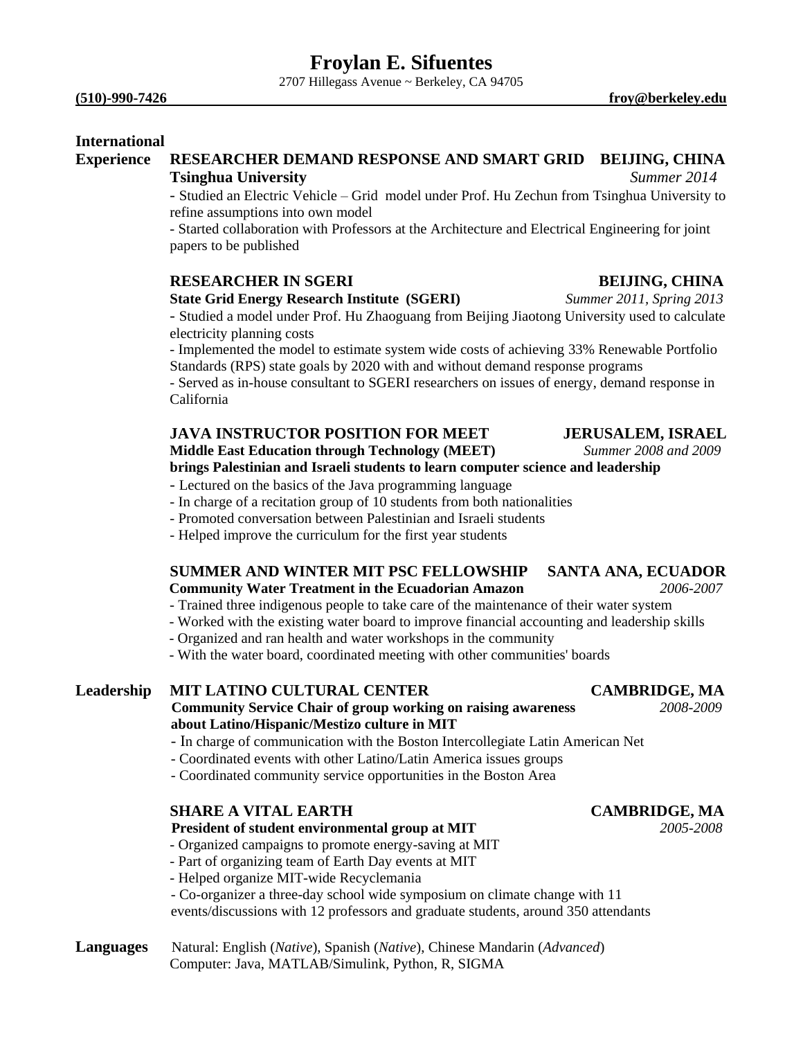# Froylan E. Sifuentes

2707 Hillegass Avenue ~ Berkeley, CA 94705

**(510)-990-7426** **froy@berkeley.edu**

## International Experience

### RESEARCHER DEMAND RESPONSE AND SMART GRID — BEIJING, CHINA

**Tsinghua University** — *Summer 2014*

- Studied an Electric Vehicle – Grid model under Prof. Hu Zechun from Tsinghua University to refine assumptions into own model
- Started collaboration with Professors at the Architecture and Electrical Engineering for joint papers to be published

### RESEARCHER IN SGERI — BEIJING, CHINA

**State Grid Energy Research Institute (SGERI)** — *Summer 2011, Spring 2013*

- Studied a model under Prof. Hu Zhaoguang from Beijing Jiaotong University used to calculate electricity planning costs
- Implemented the model to estimate system wide costs of achieving 33% Renewable Portfolio Standards (RPS) state goals by 2020 with and without demand response programs
- Served as in-house consultant to SGERI researchers on issues of energy, demand response in California

### JAVA INSTRUCTOR POSITION FOR MEET — JERUSALEM, ISRAEL

**Middle East Education through Technology (MEET)** — *Summer 2008 and 2009*

**brings Palestinian and Israeli students to learn computer science and leadership**

- Lectured on the basics of the Java programming language
- In charge of a recitation group of 10 students from both nationalities
- Promoted conversation between Palestinian and Israeli students
- Helped improve the curriculum for the first year students

### SUMMER AND WINTER MIT PSC FELLOWSHIP — SANTA ANA, ECUADOR

**Community Water Treatment in the Ecuadorian Amazon** — *2006-2007*

- Trained three indigenous people to take care of the maintenance of their water system
- Worked with the existing water board to improve financial accounting and leadership skills
- Organized and ran health and water workshops in the community
- With the water board, coordinated meeting with other communities' boards

## Leadership

### MIT LATINO CULTURAL CENTER — CAMBRIDGE, MA

**Community Service Chair of group working on raising awareness about Latino/Hispanic/Mestizo culture in MIT** — *2008-2009*

- In charge of communication with the Boston Intercollegiate Latin American Net
- Coordinated events with other Latino/Latin America issues groups
- Coordinated community service opportunities in the Boston Area

### SHARE A VITAL EARTH — CAMBRIDGE, MA

**President of student environmental group at MIT** — *2005-2008*

- Organized campaigns to promote energy-saving at MIT
- Part of organizing team of Earth Day events at MIT
- Helped organize MIT-wide Recyclemania
- Co-organizer a three-day school wide symposium on climate change with 11 events/discussions with 12 professors and graduate students, around 350 attendants

## Languages

Natural: English (*Native*), Spanish (*Native*), Chinese Mandarin (*Advanced*)

Computer: Java, MATLAB/Simulink, Python, R, SIGMA